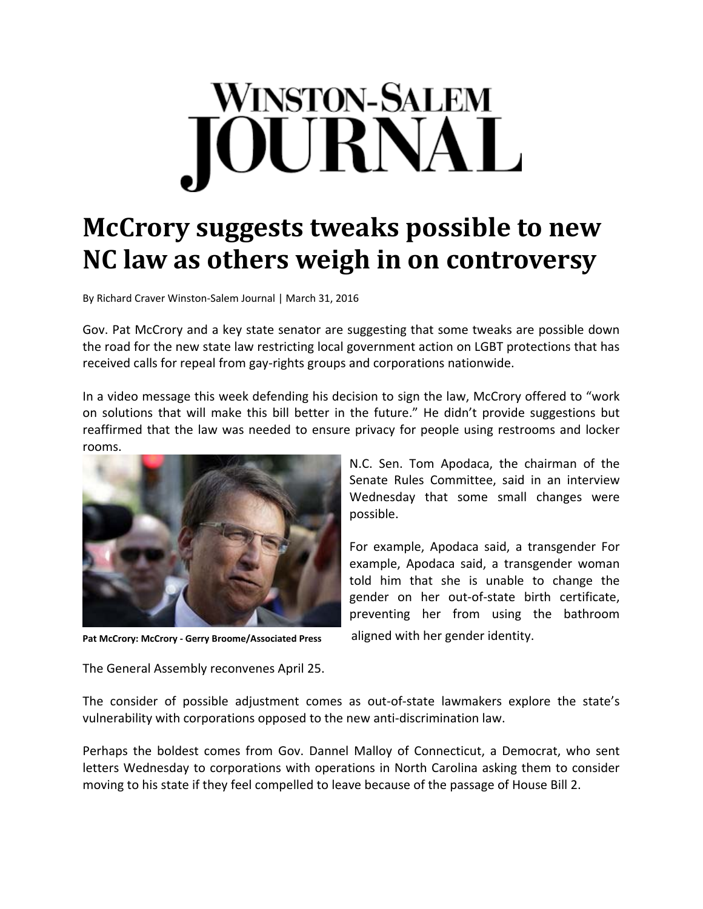# WINSTON-SALEM JOURNAL

## McCrory suggests tweaks possible to new NC law as others weigh in on controversy

By Richard Craver Winston-Salem Journal | March 31, 2016

Gov. Pat McCrory and a key state senator are suggesting that some tweaks are possible down the road for the new state law restricting local government action on LGBT protections that has received calls for repeal from gay-rights groups and corporations nationwide.

In a video message this week defending his decision to sign the law, McCrory offered to "work on solutions that will make this bill better in the future." He didn't provide suggestions but reaffirmed that the law was needed to ensure privacy for people using restrooms and locker rooms.

**Pat McCrory: McCrory - Gerry Broome/Associated Press**

N.C. Sen. Tom Apodaca, the chairman of the Senate Rules Committee, said in an interview Wednesday that some small changes were possible.

For example, Apodaca said, a transgender For example, Apodaca said, a transgender woman told him that she is unable to change the gender on her out-of-state birth certificate, preventing her from using the bathroom aligned with her gender identity.

The General Assembly reconvenes April 25.

The consider of possible adjustment comes as out-of-state lawmakers explore the state's vulnerability with corporations opposed to the new anti-discrimination law.

Perhaps the boldest comes from Gov. Dannel Malloy of Connecticut, a Democrat, who sent letters Wednesday to corporations with operations in North Carolina asking them to consider moving to his state if they feel compelled to leave because of the passage of House Bill 2.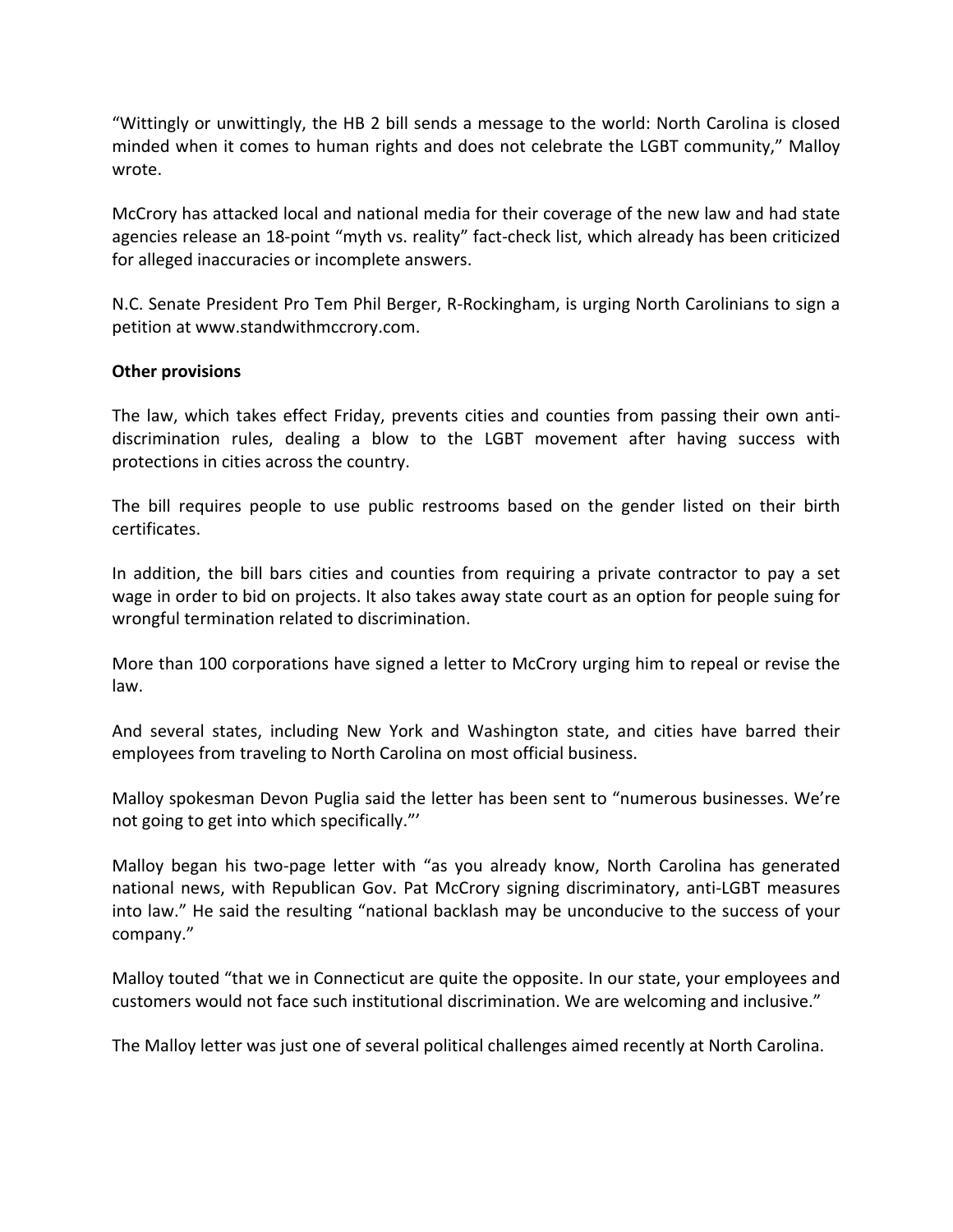"Wittingly or unwittingly, the HB 2 bill sends a message to the world: North Carolina is closed minded when it comes to human rights and does not celebrate the LGBT community," Malloy wrote.

McCrory has attacked local and national media for their coverage of the new law and had state agencies release an 18-point "myth vs. reality" fact-check list, which already has been criticized for alleged inaccuracies or incomplete answers.

N.C. Senate President Pro Tem Phil Berger, R-Rockingham, is urging North Carolinians to sign a petition at www.standwithmccrory.com.

**Other provisions**

The law, which takes effect Friday, prevents cities and counties from passing their own anti-discrimination rules, dealing a blow to the LGBT movement after having success with protections in cities across the country.

The bill requires people to use public restrooms based on the gender listed on their birth certificates.

In addition, the bill bars cities and counties from requiring a private contractor to pay a set wage in order to bid on projects. It also takes away state court as an option for people suing for wrongful termination related to discrimination.

More than 100 corporations have signed a letter to McCrory urging him to repeal or revise the law.

And several states, including New York and Washington state, and cities have barred their employees from traveling to North Carolina on most official business.

Malloy spokesman Devon Puglia said the letter has been sent to "numerous businesses. We're not going to get into which specifically."'

Malloy began his two-page letter with "as you already know, North Carolina has generated national news, with Republican Gov. Pat McCrory signing discriminatory, anti-LGBT measures into law." He said the resulting "national backlash may be unconducive to the success of your company."

Malloy touted "that we in Connecticut are quite the opposite. In our state, your employees and customers would not face such institutional discrimination. We are welcoming and inclusive."

The Malloy letter was just one of several political challenges aimed recently at North Carolina.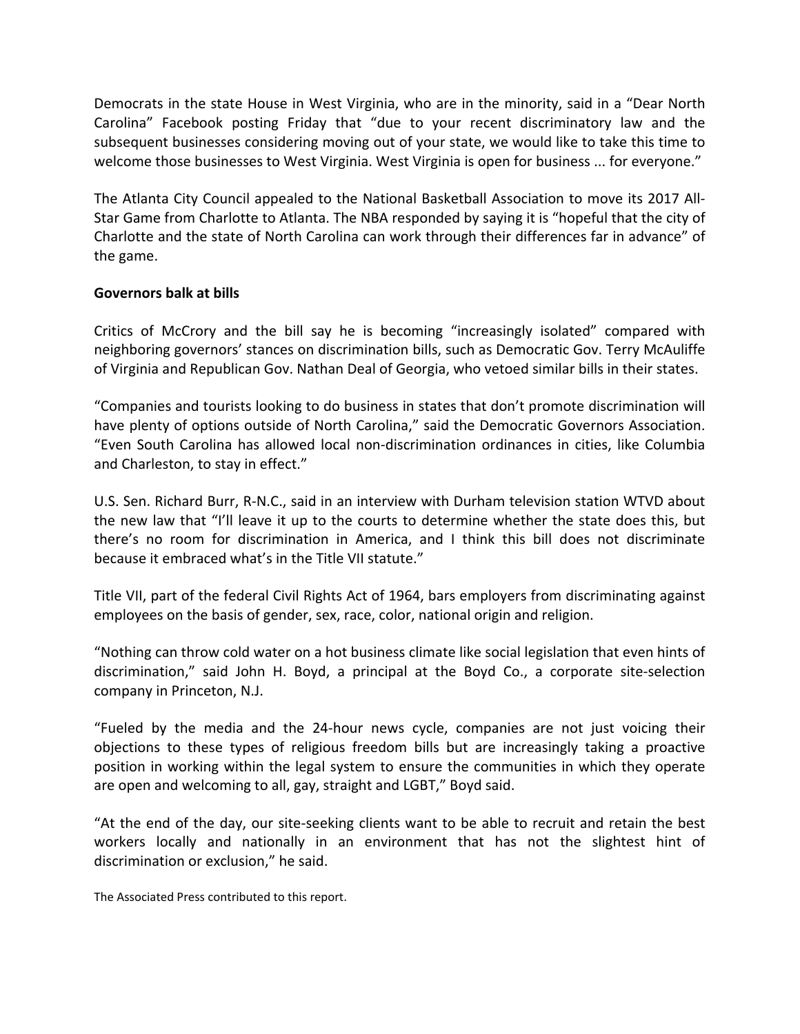Democrats in the state House in West Virginia, who are in the minority, said in a "Dear North Carolina" Facebook posting Friday that "due to your recent discriminatory law and the subsequent businesses considering moving out of your state, we would like to take this time to welcome those businesses to West Virginia. West Virginia is open for business ... for everyone."

The Atlanta City Council appealed to the National Basketball Association to move its 2017 All-Star Game from Charlotte to Atlanta. The NBA responded by saying it is "hopeful that the city of Charlotte and the state of North Carolina can work through their differences far in advance" of the game.

**Governors balk at bills**

Critics of McCrory and the bill say he is becoming "increasingly isolated" compared with neighboring governors' stances on discrimination bills, such as Democratic Gov. Terry McAuliffe of Virginia and Republican Gov. Nathan Deal of Georgia, who vetoed similar bills in their states.

"Companies and tourists looking to do business in states that don't promote discrimination will have plenty of options outside of North Carolina," said the Democratic Governors Association. "Even South Carolina has allowed local non-discrimination ordinances in cities, like Columbia and Charleston, to stay in effect."

U.S. Sen. Richard Burr, R-N.C., said in an interview with Durham television station WTVD about the new law that "I'll leave it up to the courts to determine whether the state does this, but there's no room for discrimination in America, and I think this bill does not discriminate because it embraced what's in the Title VII statute."

Title VII, part of the federal Civil Rights Act of 1964, bars employers from discriminating against employees on the basis of gender, sex, race, color, national origin and religion.

"Nothing can throw cold water on a hot business climate like social legislation that even hints of discrimination," said John H. Boyd, a principal at the Boyd Co., a corporate site-selection company in Princeton, N.J.

"Fueled by the media and the 24-hour news cycle, companies are not just voicing their objections to these types of religious freedom bills but are increasingly taking a proactive position in working within the legal system to ensure the communities in which they operate are open and welcoming to all, gay, straight and LGBT," Boyd said.

"At the end of the day, our site-seeking clients want to be able to recruit and retain the best workers locally and nationally in an environment that has not the slightest hint of discrimination or exclusion," he said.

The Associated Press contributed to this report.